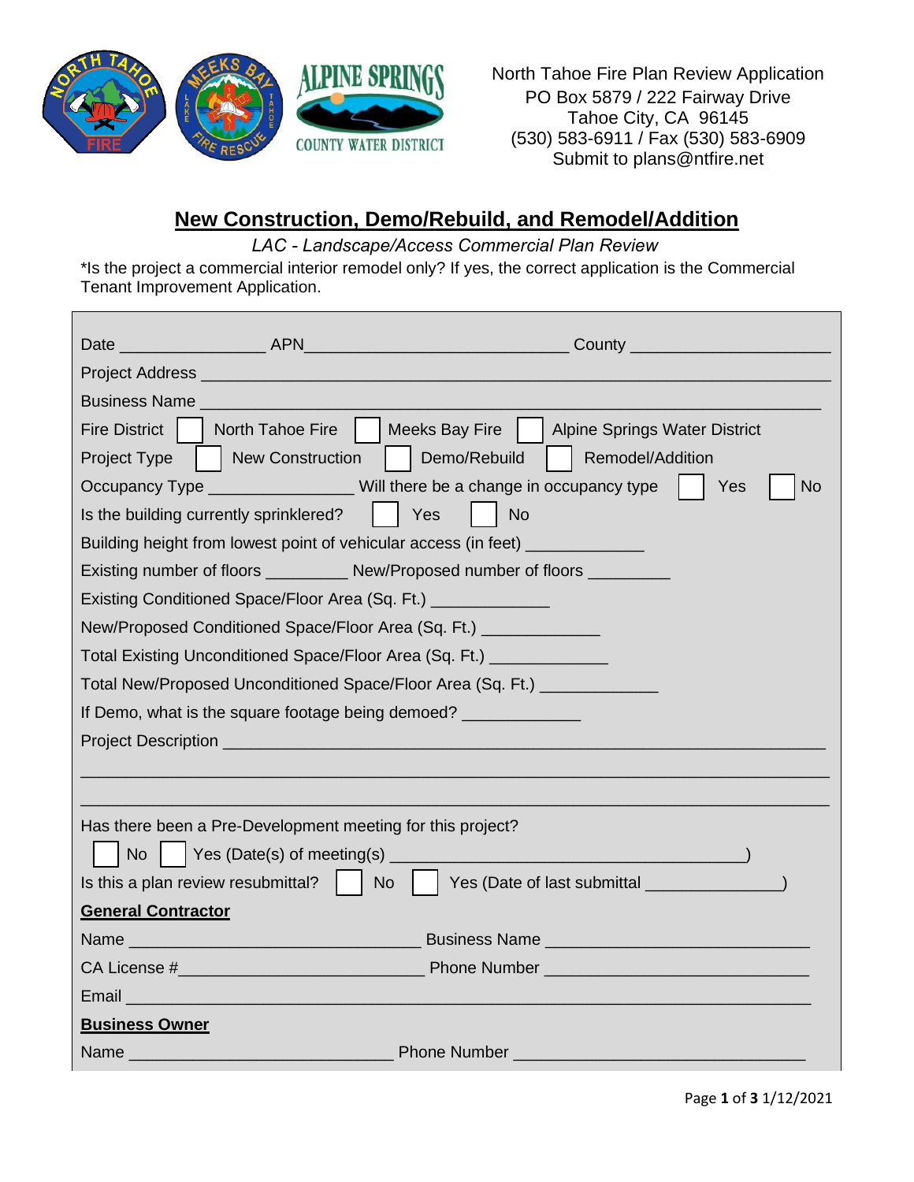North Tahoe Fire Plan Review Application
PO Box 5879 / 222 Fairway Drive
Tahoe City, CA 96145
(530) 583-6911 / Fax (530) 583-6909
Submit to plans@ntfire.net

# New Construction, Demo/Rebuild, and Remodel/Addition

*LAC - Landscape/Access Commercial Plan Review*

*Is the project a commercial interior remodel only? If yes, the correct application is the Commercial Tenant Improvement Application.

Date ________________ APN____________________________ County _____________________

Project Address ______________________________________________________________

Business Name _______________________________________________________________

Fire District ☐ North Tahoe Fire ☐ Meeks Bay Fire ☐ Alpine Springs Water District

Project Type ☐ New Construction ☐ Demo/Rebuild ☐ Remodel/Addition

Occupancy Type _______________ Will there be a change in occupancy type ☐ Yes ☐ No

Is the building currently sprinklered? ☐ Yes ☐ No

Building height from lowest point of vehicular access (in feet) ____________

Existing number of floors _________ New/Proposed number of floors _________

Existing Conditioned Space/Floor Area (Sq. Ft.) ____________

New/Proposed Conditioned Space/Floor Area (Sq. Ft.) ____________

Total Existing Unconditioned Space/Floor Area (Sq. Ft.) ____________

Total New/Proposed Unconditioned Space/Floor Area (Sq. Ft.) ____________

If Demo, what is the square footage being demoed? ____________

Project Description ____________________________________________________________

______________________________________________________________________________

______________________________________________________________________________

Has there been a Pre-Development meeting for this project?

☐ No ☐ Yes (Date(s) of meeting(s) ____________________________________)

Is this a plan review resubmittal? ☐ No ☐ Yes (Date of last submittal ______________)

**General Contractor**

Name ______________________________ Business Name ___________________________

CA License #_________________________ Phone Number ___________________________

Email _________________________________________________________________________

**Business Owner**

Name ____________________________ Phone Number ______________________________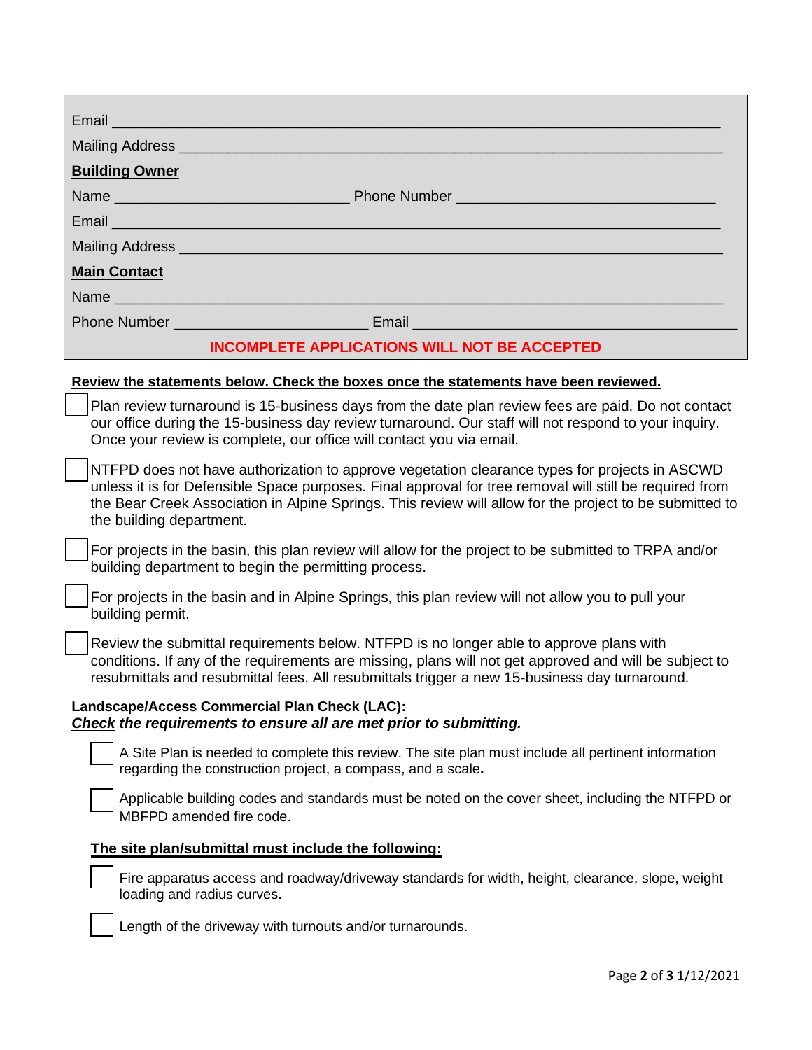Email ___________________________________________________________________________

Mailing Address _____________________________________________________________________

**Building Owner**

Name ____________________________ Phone Number ______________________________

Email ___________________________________________________________________________

Mailing Address _____________________________________________________________________

**Main Contact**

Name ___________________________________________________________________________

Phone Number ______________________ Email ______________________________________

**INCOMPLETE APPLICATIONS WILL NOT BE ACCEPTED**

**Review the statements below. Check the boxes once the statements have been reviewed.**

- [ ] Plan review turnaround is 15-business days from the date plan review fees are paid. Do not contact our office during the 15-business day review turnaround. Our staff will not respond to your inquiry. Once your review is complete, our office will contact you via email.
- [ ] NTFPD does not have authorization to approve vegetation clearance types for projects in ASCWD unless it is for Defensible Space purposes. Final approval for tree removal will still be required from the Bear Creek Association in Alpine Springs. This review will allow for the project to be submitted to the building department.
- [ ] For projects in the basin, this plan review will allow for the project to be submitted to TRPA and/or building department to begin the permitting process.
- [ ] For projects in the basin and in Alpine Springs, this plan review will not allow you to pull your building permit.
- [ ] Review the submittal requirements below. NTFPD is no longer able to approve plans with conditions. If any of the requirements are missing, plans will not get approved and will be subject to resubmittals and resubmittal fees. All resubmittals trigger a new 15-business day turnaround.

**Landscape/Access Commercial Plan Check (LAC):**
***Check the requirements to ensure all are met prior to submitting.***

- [ ] A Site Plan is needed to complete this review. The site plan must include all pertinent information regarding the construction project, a compass, and a scale**.**
- [ ] Applicable building codes and standards must be noted on the cover sheet, including the NTFPD or MBFPD amended fire code.

**The site plan/submittal must include the following:**

- [ ] Fire apparatus access and roadway/driveway standards for width, height, clearance, slope, weight loading and radius curves.
- [ ] Length of the driveway with turnouts and/or turnarounds.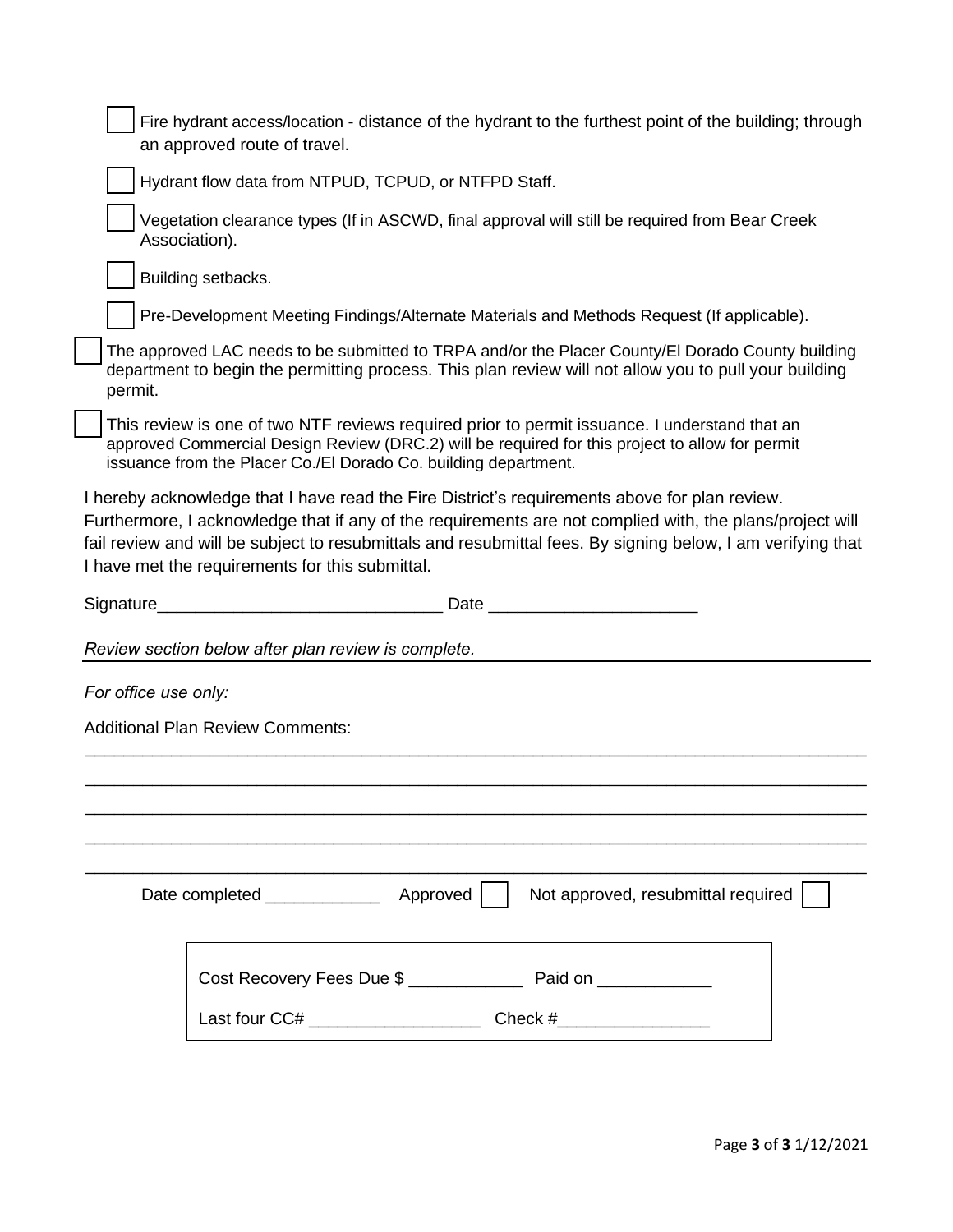- [ ] Fire hydrant access/location - distance of the hydrant to the furthest point of the building; through an approved route of travel.
- [ ] Hydrant flow data from NTPUD, TCPUD, or NTFPD Staff.
- [ ] Vegetation clearance types (If in ASCWD, final approval will still be required from Bear Creek Association).
- [ ] Building setbacks.
- [ ] Pre-Development Meeting Findings/Alternate Materials and Methods Request (If applicable).

- [ ] The approved LAC needs to be submitted to TRPA and/or the Placer County/El Dorado County building department to begin the permitting process. This plan review will not allow you to pull your building permit.
- [ ] This review is one of two NTF reviews required prior to permit issuance. I understand that an approved Commercial Design Review (DRC.2) will be required for this project to allow for permit issuance from the Placer Co./El Dorado Co. building department.

I hereby acknowledge that I have read the Fire District's requirements above for plan review. Furthermore, I acknowledge that if any of the requirements are not complied with, the plans/project will fail review and will be subject to resubmittals and resubmittal fees. By signing below, I am verifying that I have met the requirements for this submittal.

Signature______________________________ Date ______________________

*Review section below after plan review is complete.*

---

*For office use only:*

Additional Plan Review Comments:

______________________________________________________________________________

______________________________________________________________________________

______________________________________________________________________________

______________________________________________________________________________

______________________________________________________________________________

Date completed ____________ Approved [ ] Not approved, resubmittal required [ ]

Cost Recovery Fees Due $ ____________ Paid on ____________

Last four CC# __________________ Check #________________